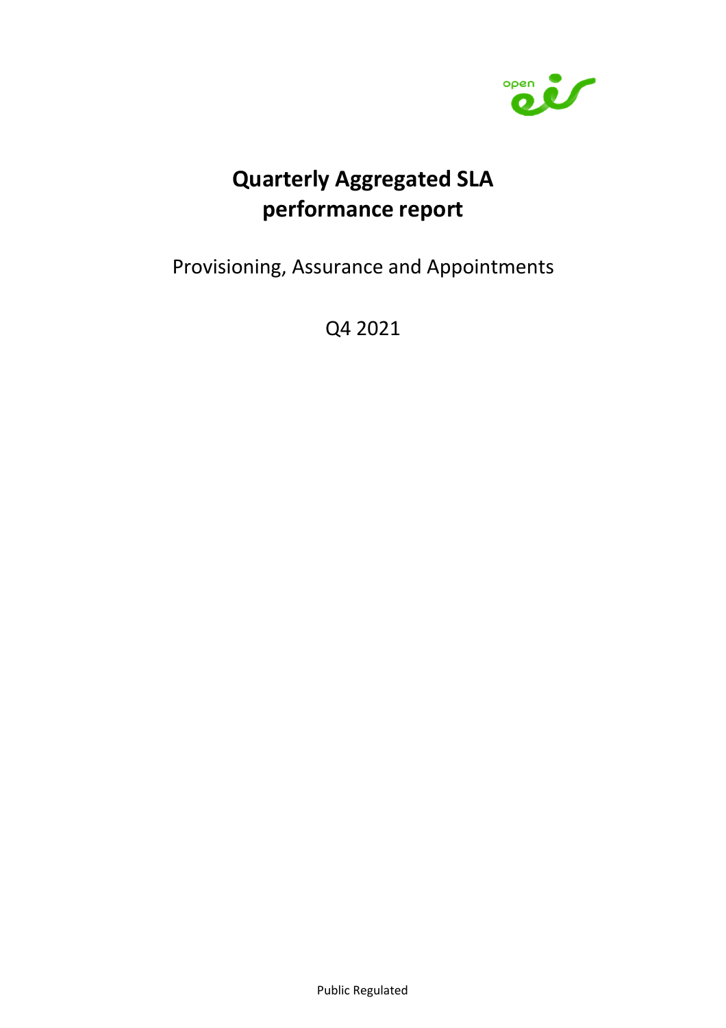# Quarterly Aggregated SLA performance report

Provisioning, Assurance and Appointments

Q4 2021

Public Regulated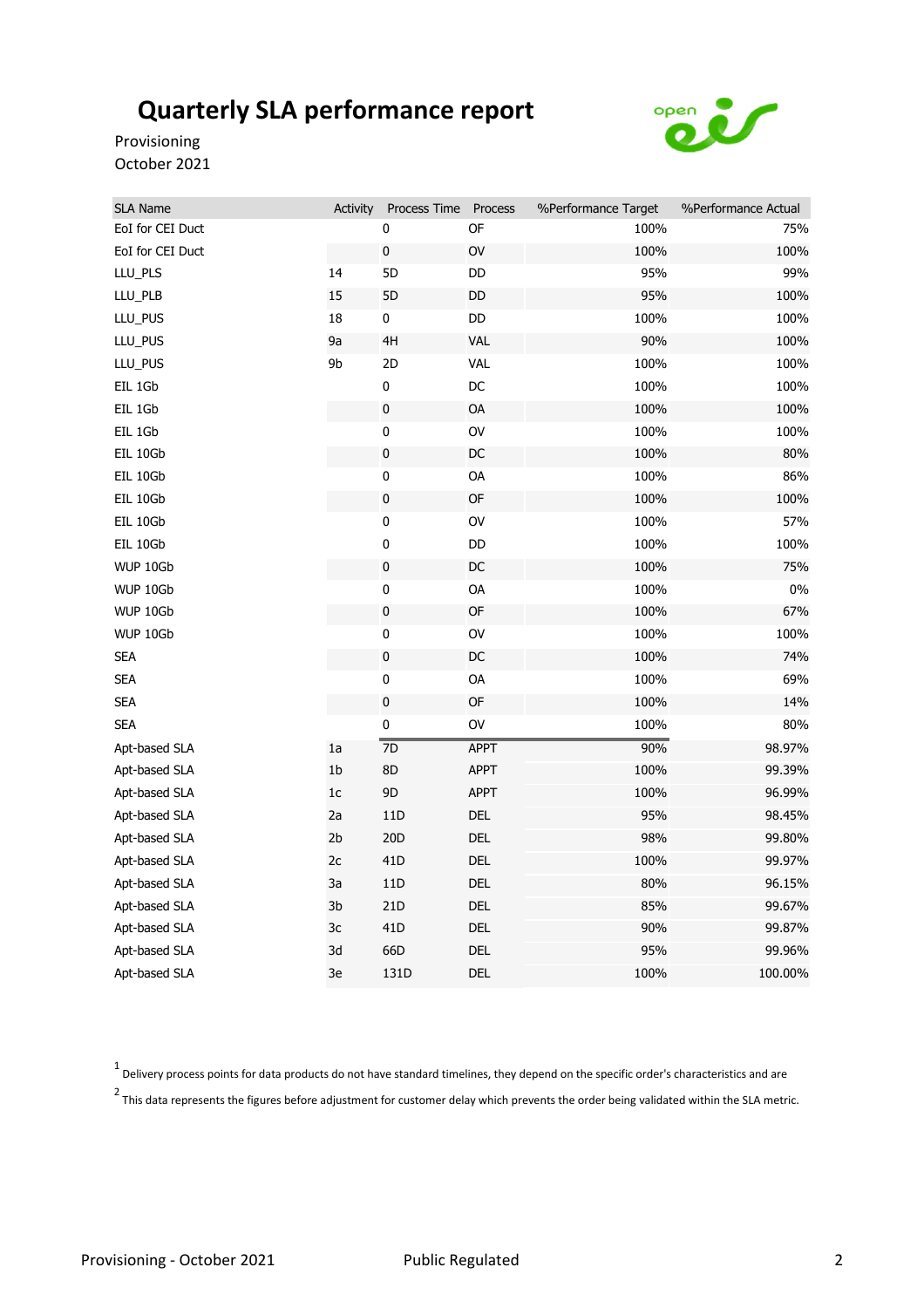# Quarterly SLA performance report

Provisioning
October 2021

| SLA Name | Activity | Process Time | Process | %Performance Target | %Performance Actual |
|---|---|---|---|---|---|
| EoI for CEI Duct | | 0 | OF | 100% | 75% |
| EoI for CEI Duct | | 0 | OV | 100% | 100% |
| LLU_PLS | 14 | 5D | DD | 95% | 99% |
| LLU_PLB | 15 | 5D | DD | 95% | 100% |
| LLU_PUS | 18 | 0 | DD | 100% | 100% |
| LLU_PUS | 9a | 4H | VAL | 90% | 100% |
| LLU_PUS | 9b | 2D | VAL | 100% | 100% |
| EIL 1Gb | | 0 | DC | 100% | 100% |
| EIL 1Gb | | 0 | OA | 100% | 100% |
| EIL 1Gb | | 0 | OV | 100% | 100% |
| EIL 10Gb | | 0 | DC | 100% | 80% |
| EIL 10Gb | | 0 | OA | 100% | 86% |
| EIL 10Gb | | 0 | OF | 100% | 100% |
| EIL 10Gb | | 0 | OV | 100% | 57% |
| EIL 10Gb | | 0 | DD | 100% | 100% |
| WUP 10Gb | | 0 | DC | 100% | 75% |
| WUP 10Gb | | 0 | OA | 100% | 0% |
| WUP 10Gb | | 0 | OF | 100% | 67% |
| WUP 10Gb | | 0 | OV | 100% | 100% |
| SEA | | 0 | DC | 100% | 74% |
| SEA | | 0 | OA | 100% | 69% |
| SEA | | 0 | OF | 100% | 14% |
| SEA | | 0 | OV | 100% | 80% |
| Apt-based SLA | 1a | 7D | APPT | 90% | 98.97% |
| Apt-based SLA | 1b | 8D | APPT | 100% | 99.39% |
| Apt-based SLA | 1c | 9D | APPT | 100% | 96.99% |
| Apt-based SLA | 2a | 11D | DEL | 95% | 98.45% |
| Apt-based SLA | 2b | 20D | DEL | 98% | 99.80% |
| Apt-based SLA | 2c | 41D | DEL | 100% | 99.97% |
| Apt-based SLA | 3a | 11D | DEL | 80% | 96.15% |
| Apt-based SLA | 3b | 21D | DEL | 85% | 99.67% |
| Apt-based SLA | 3c | 41D | DEL | 90% | 99.87% |
| Apt-based SLA | 3d | 66D | DEL | 95% | 99.96% |
| Apt-based SLA | 3e | 131D | DEL | 100% | 100.00% |

[1] Delivery process points for data products do not have standard timelines, they depend on the specific order's characteristics and are

[2] This data represents the figures before adjustment for customer delay which prevents the order being validated within the SLA metric.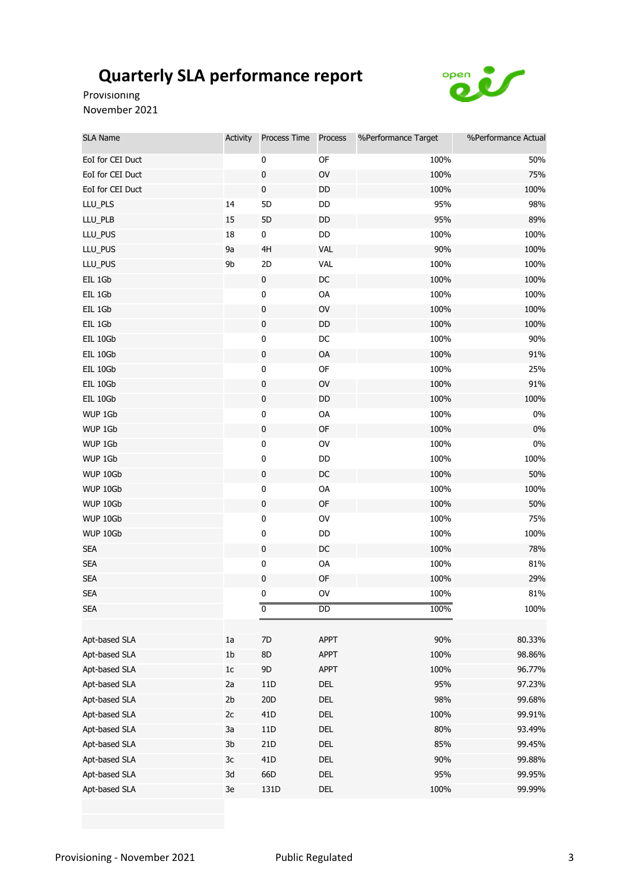# Quarterly SLA performance report

Provisioning
November 2021

| SLA Name | Activity | Process Time | Process | %Performance Target | %Performance Actual |
|---|---|---|---|---|---|
| EoI for CEI Duct | | 0 | OF | 100% | 50% |
| EoI for CEI Duct | | 0 | OV | 100% | 75% |
| EoI for CEI Duct | | 0 | DD | 100% | 100% |
| LLU_PLS | 14 | 5D | DD | 95% | 98% |
| LLU_PLB | 15 | 5D | DD | 95% | 89% |
| LLU_PUS | 18 | 0 | DD | 100% | 100% |
| LLU_PUS | 9a | 4H | VAL | 90% | 100% |
| LLU_PUS | 9b | 2D | VAL | 100% | 100% |
| EIL 1Gb | | 0 | DC | 100% | 100% |
| EIL 1Gb | | 0 | OA | 100% | 100% |
| EIL 1Gb | | 0 | OV | 100% | 100% |
| EIL 1Gb | | 0 | DD | 100% | 100% |
| EIL 10Gb | | 0 | DC | 100% | 90% |
| EIL 10Gb | | 0 | OA | 100% | 91% |
| EIL 10Gb | | 0 | OF | 100% | 25% |
| EIL 10Gb | | 0 | OV | 100% | 91% |
| EIL 10Gb | | 0 | DD | 100% | 100% |
| WUP 1Gb | | 0 | OA | 100% | 0% |
| WUP 1Gb | | 0 | OF | 100% | 0% |
| WUP 1Gb | | 0 | OV | 100% | 0% |
| WUP 1Gb | | 0 | DD | 100% | 100% |
| WUP 10Gb | | 0 | DC | 100% | 50% |
| WUP 10Gb | | 0 | OA | 100% | 100% |
| WUP 10Gb | | 0 | OF | 100% | 50% |
| WUP 10Gb | | 0 | OV | 100% | 75% |
| WUP 10Gb | | 0 | DD | 100% | 100% |
| SEA | | 0 | DC | 100% | 78% |
| SEA | | 0 | OA | 100% | 81% |
| SEA | | 0 | OF | 100% | 29% |
| SEA | | 0 | OV | 100% | 81% |
| SEA | | 0 | DD | 100% | 100% |
| | | | | | |
| Apt-based SLA | 1a | 7D | APPT | 90% | 80.33% |
| Apt-based SLA | 1b | 8D | APPT | 100% | 98.86% |
| Apt-based SLA | 1c | 9D | APPT | 100% | 96.77% |
| Apt-based SLA | 2a | 11D | DEL | 95% | 97.23% |
| Apt-based SLA | 2b | 20D | DEL | 98% | 99.68% |
| Apt-based SLA | 2c | 41D | DEL | 100% | 99.91% |
| Apt-based SLA | 3a | 11D | DEL | 80% | 93.49% |
| Apt-based SLA | 3b | 21D | DEL | 85% | 99.45% |
| Apt-based SLA | 3c | 41D | DEL | 90% | 99.88% |
| Apt-based SLA | 3d | 66D | DEL | 95% | 99.95% |
| Apt-based SLA | 3e | 131D | DEL | 100% | 99.99% |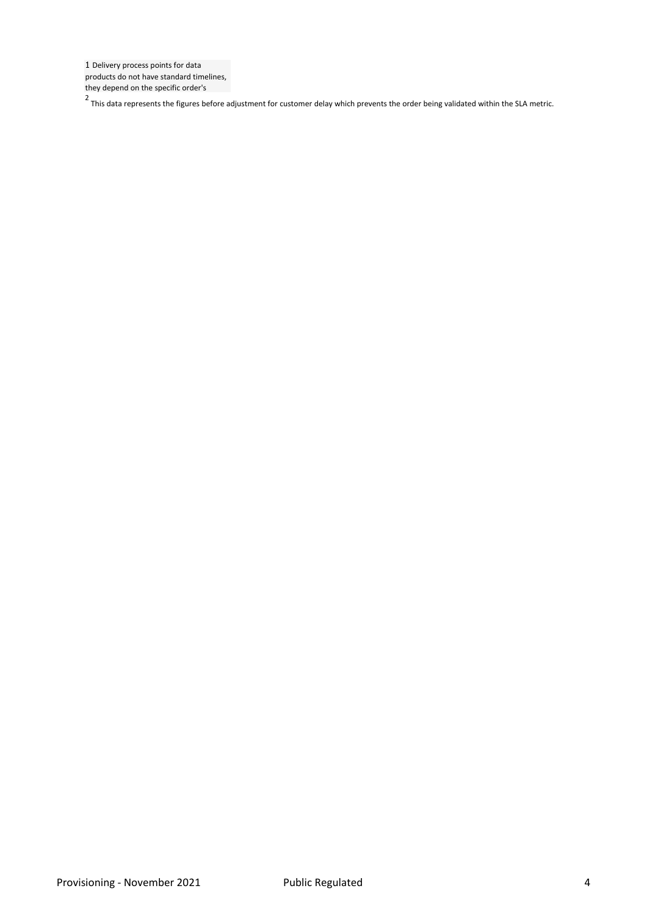[1] Delivery process points for data products do not have standard timelines, they depend on the specific order's

[2] This data represents the figures before adjustment for customer delay which prevents the order being validated within the SLA metric.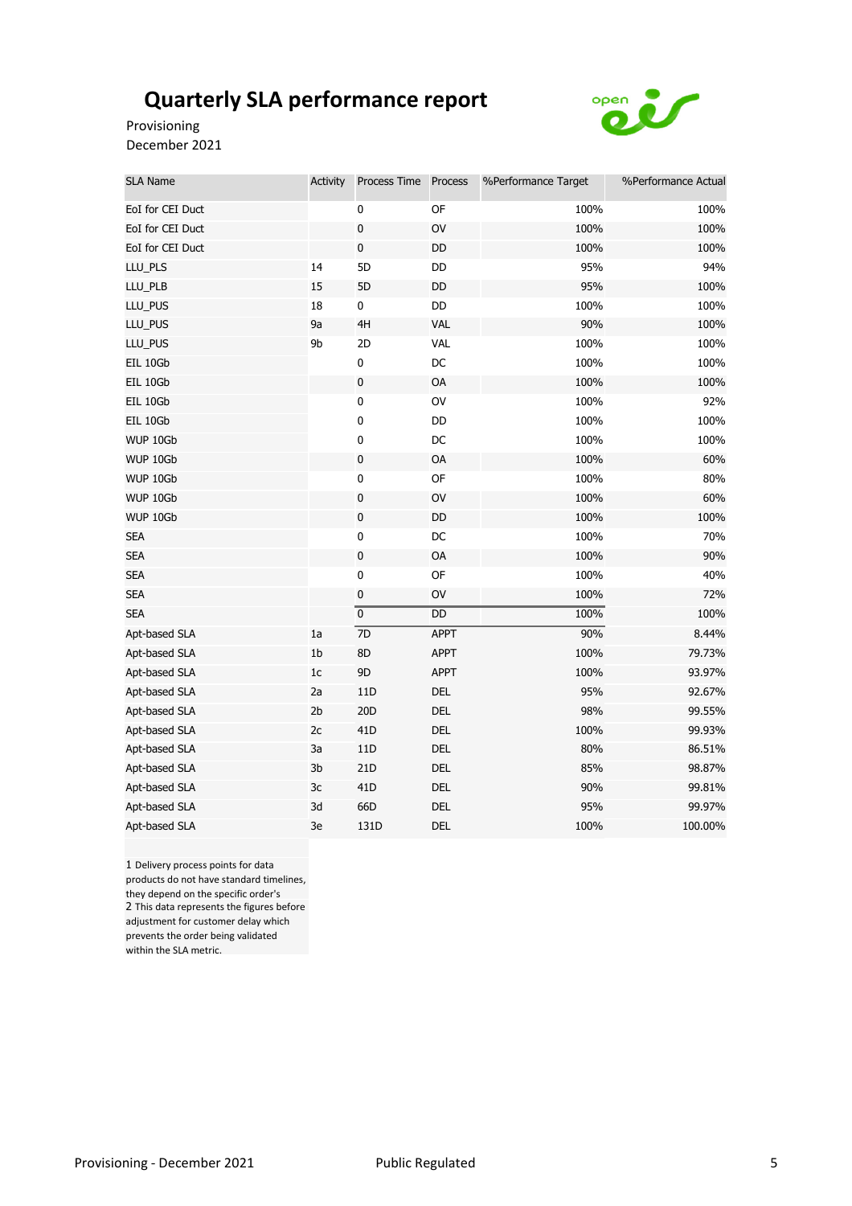# Quarterly SLA performance report

Provisioning
December 2021

| SLA Name | Activity | Process Time | Process | %Performance Target | %Performance Actual |
|---|---|---|---|---|---|
| EoI for CEI Duct | | 0 | OF | 100% | 100% |
| EoI for CEI Duct | | 0 | OV | 100% | 100% |
| EoI for CEI Duct | | 0 | DD | 100% | 100% |
| LLU_PLS | 14 | 5D | DD | 95% | 94% |
| LLU_PLB | 15 | 5D | DD | 95% | 100% |
| LLU_PUS | 18 | 0 | DD | 100% | 100% |
| LLU_PUS | 9a | 4H | VAL | 90% | 100% |
| LLU_PUS | 9b | 2D | VAL | 100% | 100% |
| EIL 10Gb | | 0 | DC | 100% | 100% |
| EIL 10Gb | | 0 | OA | 100% | 100% |
| EIL 10Gb | | 0 | OV | 100% | 92% |
| EIL 10Gb | | 0 | DD | 100% | 100% |
| WUP 10Gb | | 0 | DC | 100% | 100% |
| WUP 10Gb | | 0 | OA | 100% | 60% |
| WUP 10Gb | | 0 | OF | 100% | 80% |
| WUP 10Gb | | 0 | OV | 100% | 60% |
| WUP 10Gb | | 0 | DD | 100% | 100% |
| SEA | | 0 | DC | 100% | 70% |
| SEA | | 0 | OA | 100% | 90% |
| SEA | | 0 | OF | 100% | 40% |
| SEA | | 0 | OV | 100% | 72% |
| SEA | | 0 | DD | 100% | 100% |
| Apt-based SLA | 1a | 7D | APPT | 90% | 8.44% |
| Apt-based SLA | 1b | 8D | APPT | 100% | 79.73% |
| Apt-based SLA | 1c | 9D | APPT | 100% | 93.97% |
| Apt-based SLA | 2a | 11D | DEL | 95% | 92.67% |
| Apt-based SLA | 2b | 20D | DEL | 98% | 99.55% |
| Apt-based SLA | 2c | 41D | DEL | 100% | 99.93% |
| Apt-based SLA | 3a | 11D | DEL | 80% | 86.51% |
| Apt-based SLA | 3b | 21D | DEL | 85% | 98.87% |
| Apt-based SLA | 3c | 41D | DEL | 90% | 99.81% |
| Apt-based SLA | 3d | 66D | DEL | 95% | 99.97% |
| Apt-based SLA | 3e | 131D | DEL | 100% | 100.00% |

1 Delivery process points for data products do not have standard timelines, they depend on the specific order's
2 This data represents the figures before adjustment for customer delay which prevents the order being validated within the SLA metric.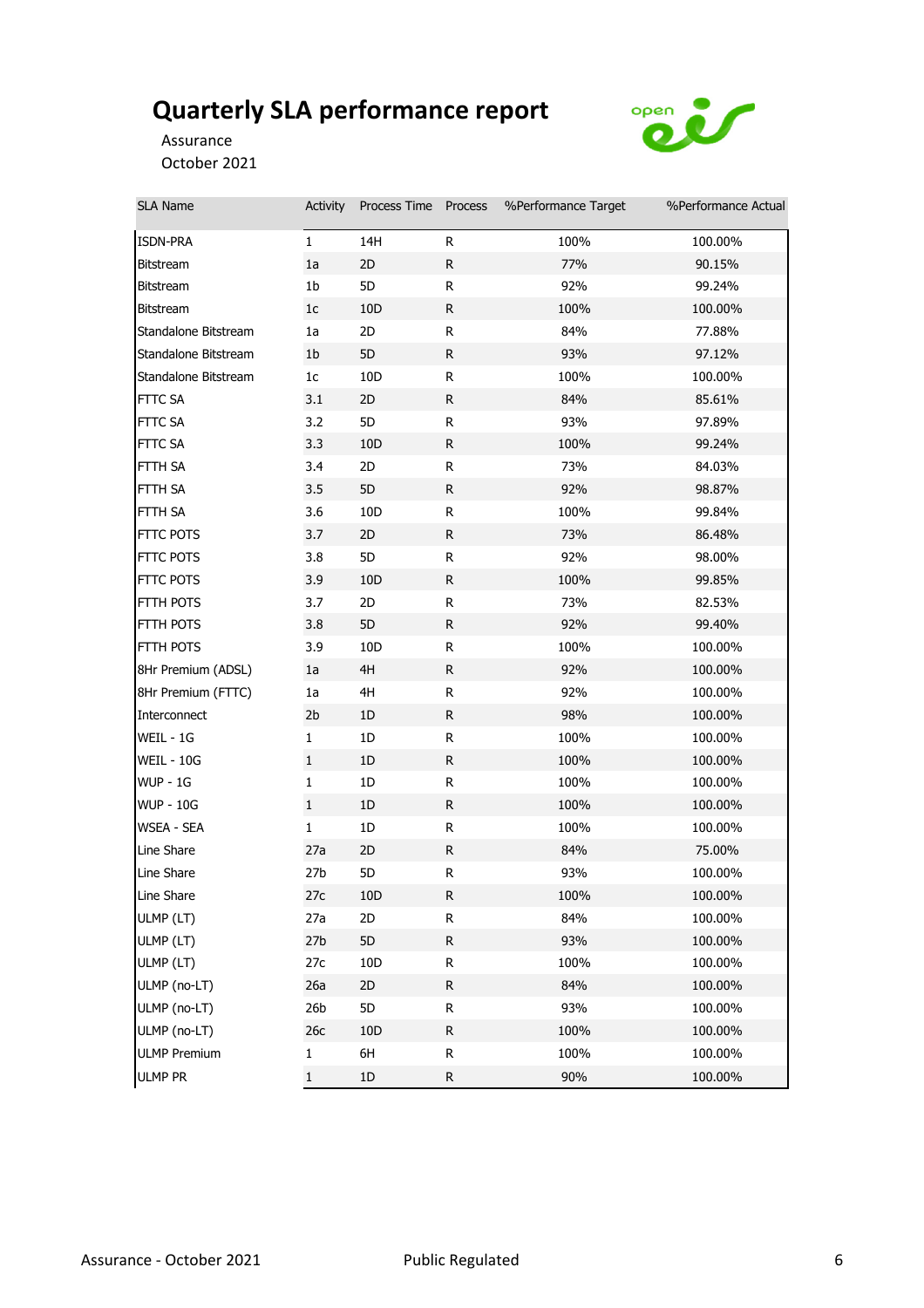# Quarterly SLA performance report

Assurance

October 2021

| SLA Name | Activity | Process Time | Process | %Performance Target | %Performance Actual |
|---|---|---|---|---|---|
| ISDN-PRA | 1 | 14H | R | 100% | 100.00% |
| Bitstream | 1a | 2D | R | 77% | 90.15% |
| Bitstream | 1b | 5D | R | 92% | 99.24% |
| Bitstream | 1c | 10D | R | 100% | 100.00% |
| Standalone Bitstream | 1a | 2D | R | 84% | 77.88% |
| Standalone Bitstream | 1b | 5D | R | 93% | 97.12% |
| Standalone Bitstream | 1c | 10D | R | 100% | 100.00% |
| FTTC SA | 3.1 | 2D | R | 84% | 85.61% |
| FTTC SA | 3.2 | 5D | R | 93% | 97.89% |
| FTTC SA | 3.3 | 10D | R | 100% | 99.24% |
| FTTH SA | 3.4 | 2D | R | 73% | 84.03% |
| FTTH SA | 3.5 | 5D | R | 92% | 98.87% |
| FTTH SA | 3.6 | 10D | R | 100% | 99.84% |
| FTTC POTS | 3.7 | 2D | R | 73% | 86.48% |
| FTTC POTS | 3.8 | 5D | R | 92% | 98.00% |
| FTTC POTS | 3.9 | 10D | R | 100% | 99.85% |
| FTTH POTS | 3.7 | 2D | R | 73% | 82.53% |
| FTTH POTS | 3.8 | 5D | R | 92% | 99.40% |
| FTTH POTS | 3.9 | 10D | R | 100% | 100.00% |
| 8Hr Premium (ADSL) | 1a | 4H | R | 92% | 100.00% |
| 8Hr Premium (FTTC) | 1a | 4H | R | 92% | 100.00% |
| Interconnect | 2b | 1D | R | 98% | 100.00% |
| WEIL - 1G | 1 | 1D | R | 100% | 100.00% |
| WEIL - 10G | 1 | 1D | R | 100% | 100.00% |
| WUP - 1G | 1 | 1D | R | 100% | 100.00% |
| WUP - 10G | 1 | 1D | R | 100% | 100.00% |
| WSEA - SEA | 1 | 1D | R | 100% | 100.00% |
| Line Share | 27a | 2D | R | 84% | 75.00% |
| Line Share | 27b | 5D | R | 93% | 100.00% |
| Line Share | 27c | 10D | R | 100% | 100.00% |
| ULMP (LT) | 27a | 2D | R | 84% | 100.00% |
| ULMP (LT) | 27b | 5D | R | 93% | 100.00% |
| ULMP (LT) | 27c | 10D | R | 100% | 100.00% |
| ULMP (no-LT) | 26a | 2D | R | 84% | 100.00% |
| ULMP (no-LT) | 26b | 5D | R | 93% | 100.00% |
| ULMP (no-LT) | 26c | 10D | R | 100% | 100.00% |
| ULMP Premium | 1 | 6H | R | 100% | 100.00% |
| ULMP PR | 1 | 1D | R | 90% | 100.00% |

Public Regulated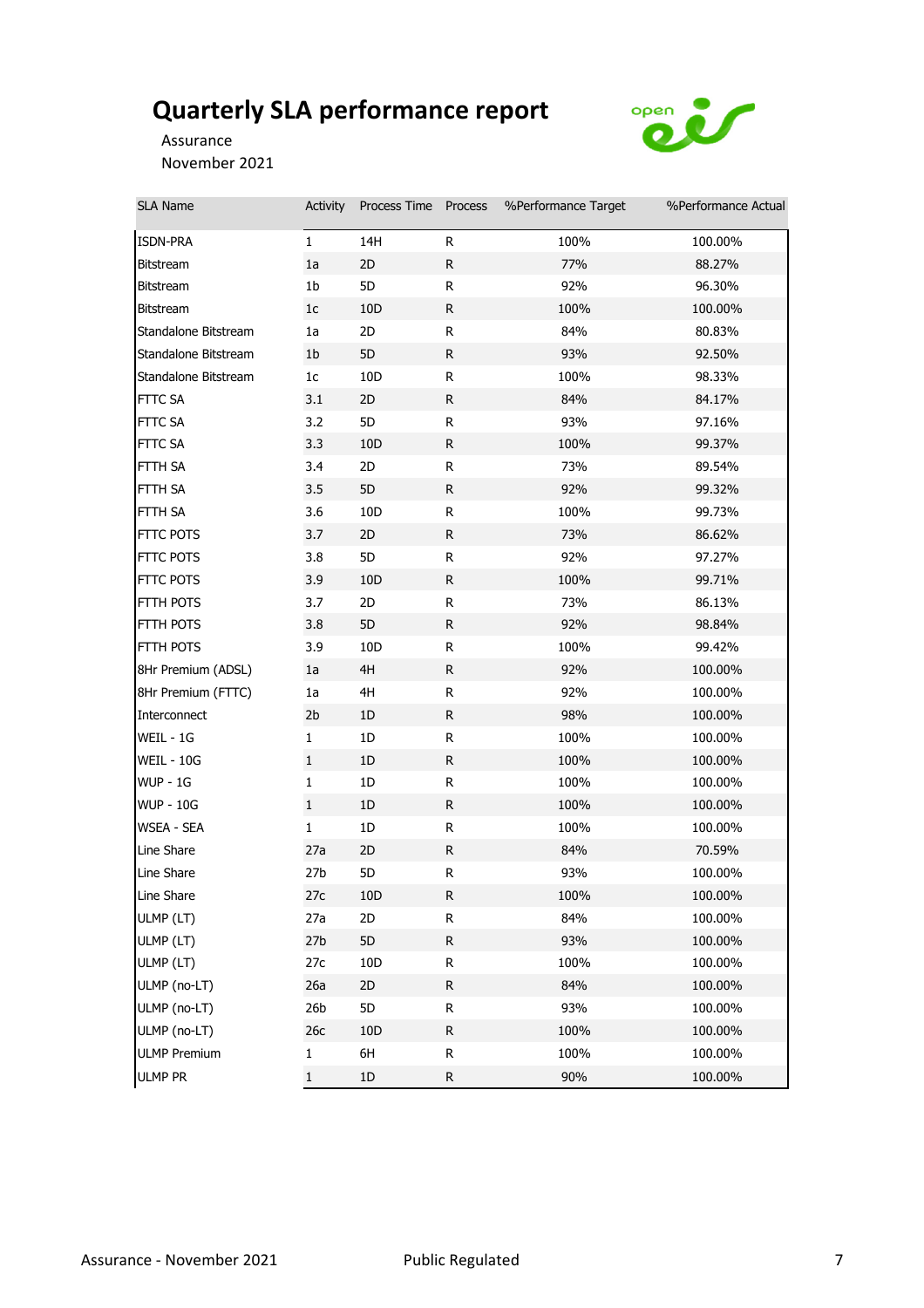# Quarterly SLA performance report

Assurance

November 2021

| SLA Name | Activity | Process Time | Process | %Performance Target | %Performance Actual |
|---|---|---|---|---|---|
| ISDN-PRA | 1 | 14H | R | 100% | 100.00% |
| Bitstream | 1a | 2D | R | 77% | 88.27% |
| Bitstream | 1b | 5D | R | 92% | 96.30% |
| Bitstream | 1c | 10D | R | 100% | 100.00% |
| Standalone Bitstream | 1a | 2D | R | 84% | 80.83% |
| Standalone Bitstream | 1b | 5D | R | 93% | 92.50% |
| Standalone Bitstream | 1c | 10D | R | 100% | 98.33% |
| FTTC SA | 3.1 | 2D | R | 84% | 84.17% |
| FTTC SA | 3.2 | 5D | R | 93% | 97.16% |
| FTTC SA | 3.3 | 10D | R | 100% | 99.37% |
| FTTH SA | 3.4 | 2D | R | 73% | 89.54% |
| FTTH SA | 3.5 | 5D | R | 92% | 99.32% |
| FTTH SA | 3.6 | 10D | R | 100% | 99.73% |
| FTTC POTS | 3.7 | 2D | R | 73% | 86.62% |
| FTTC POTS | 3.8 | 5D | R | 92% | 97.27% |
| FTTC POTS | 3.9 | 10D | R | 100% | 99.71% |
| FTTH POTS | 3.7 | 2D | R | 73% | 86.13% |
| FTTH POTS | 3.8 | 5D | R | 92% | 98.84% |
| FTTH POTS | 3.9 | 10D | R | 100% | 99.42% |
| 8Hr Premium (ADSL) | 1a | 4H | R | 92% | 100.00% |
| 8Hr Premium (FTTC) | 1a | 4H | R | 92% | 100.00% |
| Interconnect | 2b | 1D | R | 98% | 100.00% |
| WEIL - 1G | 1 | 1D | R | 100% | 100.00% |
| WEIL - 10G | 1 | 1D | R | 100% | 100.00% |
| WUP - 1G | 1 | 1D | R | 100% | 100.00% |
| WUP - 10G | 1 | 1D | R | 100% | 100.00% |
| WSEA - SEA | 1 | 1D | R | 100% | 100.00% |
| Line Share | 27a | 2D | R | 84% | 70.59% |
| Line Share | 27b | 5D | R | 93% | 100.00% |
| Line Share | 27c | 10D | R | 100% | 100.00% |
| ULMP (LT) | 27a | 2D | R | 84% | 100.00% |
| ULMP (LT) | 27b | 5D | R | 93% | 100.00% |
| ULMP (LT) | 27c | 10D | R | 100% | 100.00% |
| ULMP (no-LT) | 26a | 2D | R | 84% | 100.00% |
| ULMP (no-LT) | 26b | 5D | R | 93% | 100.00% |
| ULMP (no-LT) | 26c | 10D | R | 100% | 100.00% |
| ULMP Premium | 1 | 6H | R | 100% | 100.00% |
| ULMP PR | 1 | 1D | R | 90% | 100.00% |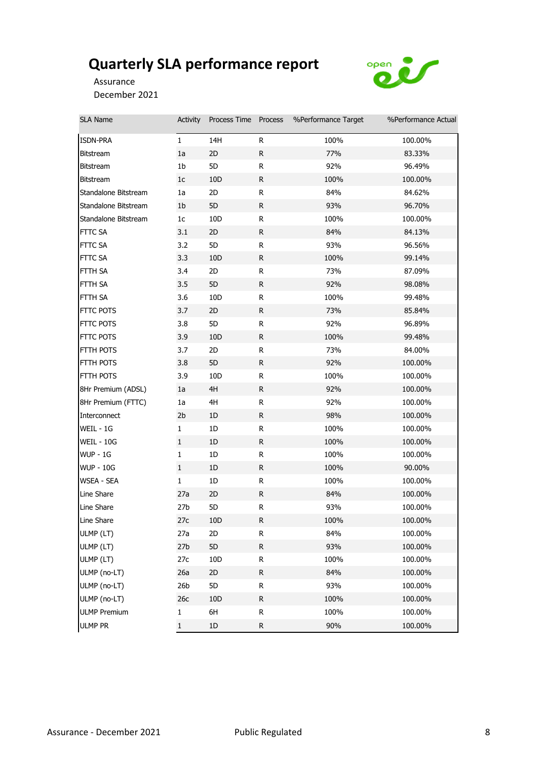# Quarterly SLA performance report

Assurance

December 2021

| SLA Name | Activity | Process Time | Process | %Performance Target | %Performance Actual |
|---|---|---|---|---|---|
| ISDN-PRA | 1 | 14H | R | 100% | 100.00% |
| Bitstream | 1a | 2D | R | 77% | 83.33% |
| Bitstream | 1b | 5D | R | 92% | 96.49% |
| Bitstream | 1c | 10D | R | 100% | 100.00% |
| Standalone Bitstream | 1a | 2D | R | 84% | 84.62% |
| Standalone Bitstream | 1b | 5D | R | 93% | 96.70% |
| Standalone Bitstream | 1c | 10D | R | 100% | 100.00% |
| FTTC SA | 3.1 | 2D | R | 84% | 84.13% |
| FTTC SA | 3.2 | 5D | R | 93% | 96.56% |
| FTTC SA | 3.3 | 10D | R | 100% | 99.14% |
| FTTH SA | 3.4 | 2D | R | 73% | 87.09% |
| FTTH SA | 3.5 | 5D | R | 92% | 98.08% |
| FTTH SA | 3.6 | 10D | R | 100% | 99.48% |
| FTTC POTS | 3.7 | 2D | R | 73% | 85.84% |
| FTTC POTS | 3.8 | 5D | R | 92% | 96.89% |
| FTTC POTS | 3.9 | 10D | R | 100% | 99.48% |
| FTTH POTS | 3.7 | 2D | R | 73% | 84.00% |
| FTTH POTS | 3.8 | 5D | R | 92% | 100.00% |
| FTTH POTS | 3.9 | 10D | R | 100% | 100.00% |
| 8Hr Premium (ADSL) | 1a | 4H | R | 92% | 100.00% |
| 8Hr Premium (FTTC) | 1a | 4H | R | 92% | 100.00% |
| Interconnect | 2b | 1D | R | 98% | 100.00% |
| WEIL - 1G | 1 | 1D | R | 100% | 100.00% |
| WEIL - 10G | 1 | 1D | R | 100% | 100.00% |
| WUP - 1G | 1 | 1D | R | 100% | 100.00% |
| WUP - 10G | 1 | 1D | R | 100% | 90.00% |
| WSEA - SEA | 1 | 1D | R | 100% | 100.00% |
| Line Share | 27a | 2D | R | 84% | 100.00% |
| Line Share | 27b | 5D | R | 93% | 100.00% |
| Line Share | 27c | 10D | R | 100% | 100.00% |
| ULMP (LT) | 27a | 2D | R | 84% | 100.00% |
| ULMP (LT) | 27b | 5D | R | 93% | 100.00% |
| ULMP (LT) | 27c | 10D | R | 100% | 100.00% |
| ULMP (no-LT) | 26a | 2D | R | 84% | 100.00% |
| ULMP (no-LT) | 26b | 5D | R | 93% | 100.00% |
| ULMP (no-LT) | 26c | 10D | R | 100% | 100.00% |
| ULMP Premium | 1 | 6H | R | 100% | 100.00% |
| ULMP PR | 1 | 1D | R | 90% | 100.00% |